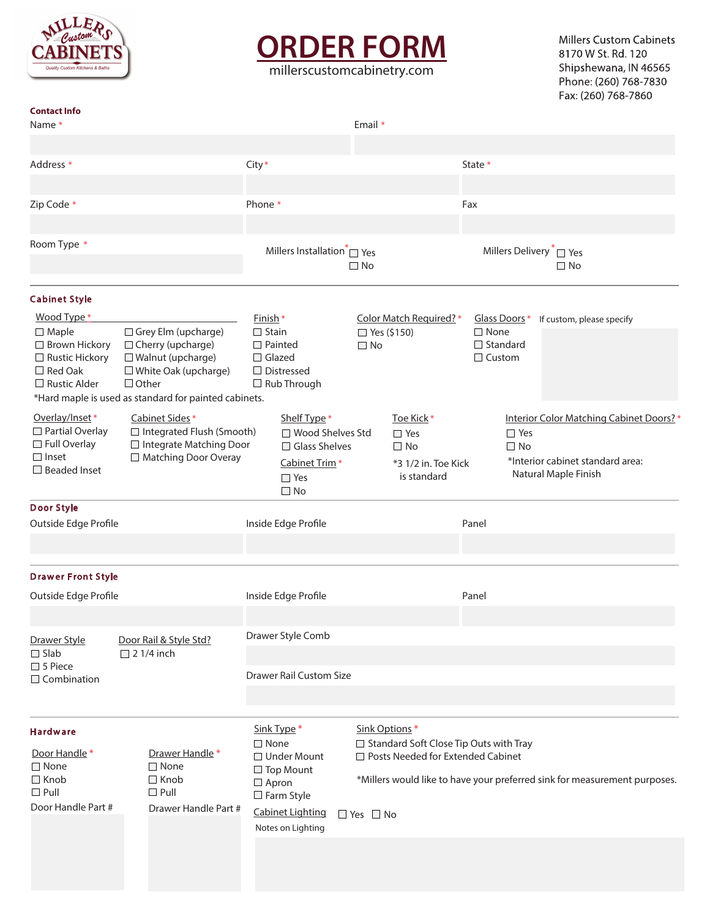MILLERS Custom CABINETS
Quality Custom Kitchens & Baths

# ORDER FORM

millerscustomcabinetry.com

Millers Custom Cabinets
8170 W St. Rd. 120
Shipshewana, IN 46565
Phone: (260) 768-7830
Fax: (260) 768-7860

## Contact Info

Name *

Email *

Address *

City *

State *

Zip Code *

Phone *

Fax

Room Type *

Millers Installation * ☐ Yes ☐ No

Millers Delivery * ☐ Yes ☐ No

## Cabinet Style

**Wood Type** *
- ☐ Maple
- ☐ Brown Hickory
- ☐ Rustic Hickory
- ☐ Red Oak
- ☐ Rustic Alder
- ☐ Grey Elm (upcharge)
- ☐ Cherry (upcharge)
- ☐ Walnut (upcharge)
- ☐ White Oak (upcharge)
- ☐ Other

*Hard maple is used as standard for painted cabinets.

**Finish** *
- ☐ Stain
- ☐ Painted
- ☐ Glazed
- ☐ Distressed
- ☐ Rub Through

**Color Match Required?** *
- ☐ Yes ($150)
- ☐ No

**Glass Doors** *
- ☐ None
- ☐ Standard
- ☐ Custom

If custom, please specify

**Overlay/Inset** *
- ☐ Partial Overlay
- ☐ Full Overlay
- ☐ Inset
- ☐ Beaded Inset

**Cabinet Sides** *
- ☐ Integrated Flush (Smooth)
- ☐ Integrate Matching Door
- ☐ Matching Door Overay

**Shelf Type** *
- ☐ Wood Shelves Std
- ☐ Glass Shelves

**Cabinet Trim** *
- ☐ Yes
- ☐ No

**Toe Kick** *
- ☐ Yes
- ☐ No

*3 1/2 in. Toe Kick is standard

**Interior Color Matching Cabinet Doors?** *
- ☐ Yes
- ☐ No

*Interior cabinet standard area: Natural Maple Finish

## Door Style

Outside Edge Profile

Inside Edge Profile

Panel

## Drawer Front Style

Outside Edge Profile

Inside Edge Profile

Panel

**Drawer Style**
- ☐ Slab
- ☐ 5 Piece
- ☐ Combination

**Door Rail & Style Std?**
- ☐ 2 1/4 inch

Drawer Style Comb

Drawer Rail Custom Size

## Hardware

**Door Handle** *
- ☐ None
- ☐ Knob
- ☐ Pull

Door Handle Part #

**Drawer Handle** *
- ☐ None
- ☐ Knob
- ☐ Pull

Drawer Handle Part #

**Sink Type** *
- ☐ None
- ☐ Under Mount
- ☐ Top Mount
- ☐ Apron
- ☐ Farm Style

**Sink Options** *
- ☐ Standard Soft Close Tip Outs with Tray
- ☐ Posts Needed for Extended Cabinet

*Millers would like to have your preferred sink for measurement purposes.

**Cabinet Lighting** ☐ Yes ☐ No

Notes on Lighting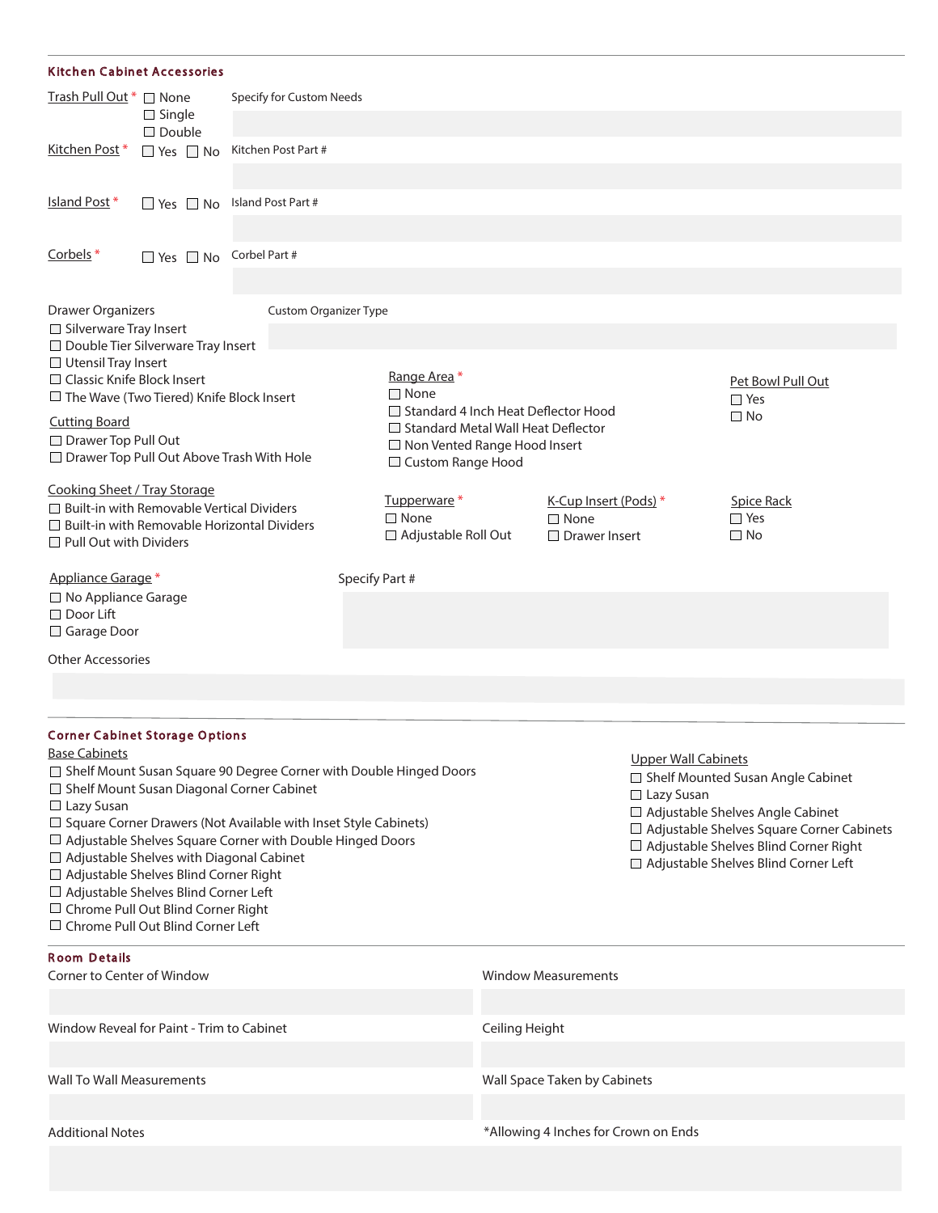## Kitchen Cabinet Accessories

Trash Pull Out *
- ☐ None
- ☐ Single
- ☐ Double

Specify for Custom Needs

Kitchen Post * ☐ Yes ☐ No

Kitchen Post Part #

Island Post * ☐ Yes ☐ No

Island Post Part #

Corbels * ☐ Yes ☐ No

Corbel Part #

Drawer Organizers
- ☐ Silverware Tray Insert
- ☐ Double Tier Silverware Tray Insert
- ☐ Utensil Tray Insert
- ☐ Classic Knife Block Insert
- ☐ The Wave (Two Tiered) Knife Block Insert

Custom Organizer Type

Cutting Board
- ☐ Drawer Top Pull Out
- ☐ Drawer Top Pull Out Above Trash With Hole

Range Area *
- ☐ None
- ☐ Standard 4 Inch Heat Deflector Hood
- ☐ Standard Metal Wall Heat Deflector
- ☐ Non Vented Range Hood Insert
- ☐ Custom Range Hood

Pet Bowl Pull Out
- ☐ Yes
- ☐ No

Cooking Sheet / Tray Storage
- ☐ Built-in with Removable Vertical Dividers
- ☐ Built-in with Removable Horizontal Dividers
- ☐ Pull Out with Dividers

Tupperware *
- ☐ None
- ☐ Adjustable Roll Out

K-Cup Insert (Pods) *
- ☐ None
- ☐ Drawer Insert

Spice Rack
- ☐ Yes
- ☐ No

Appliance Garage *
- ☐ No Appliance Garage
- ☐ Door Lift
- ☐ Garage Door

Specify Part #

Other Accessories

## Corner Cabinet Storage Options

Base Cabinets
- ☐ Shelf Mount Susan Square 90 Degree Corner with Double Hinged Doors
- ☐ Shelf Mount Susan Diagonal Corner Cabinet
- ☐ Lazy Susan
- ☐ Square Corner Drawers (Not Available with Inset Style Cabinets)
- ☐ Adjustable Shelves Square Corner with Double Hinged Doors
- ☐ Adjustable Shelves with Diagonal Cabinet
- ☐ Adjustable Shelves Blind Corner Right
- ☐ Adjustable Shelves Blind Corner Left
- ☐ Chrome Pull Out Blind Corner Right
- ☐ Chrome Pull Out Blind Corner Left

Upper Wall Cabinets
- ☐ Shelf Mounted Susan Angle Cabinet
- ☐ Lazy Susan
- ☐ Adjustable Shelves Angle Cabinet
- ☐ Adjustable Shelves Square Corner Cabinets
- ☐ Adjustable Shelves Blind Corner Right
- ☐ Adjustable Shelves Blind Corner Left

## Room Details

Corner to Center of Window

Window Measurements

Window Reveal for Paint - Trim to Cabinet

Ceiling Height

Wall To Wall Measurements

Wall Space Taken by Cabinets

Additional Notes

*Allowing 4 Inches for Crown on Ends